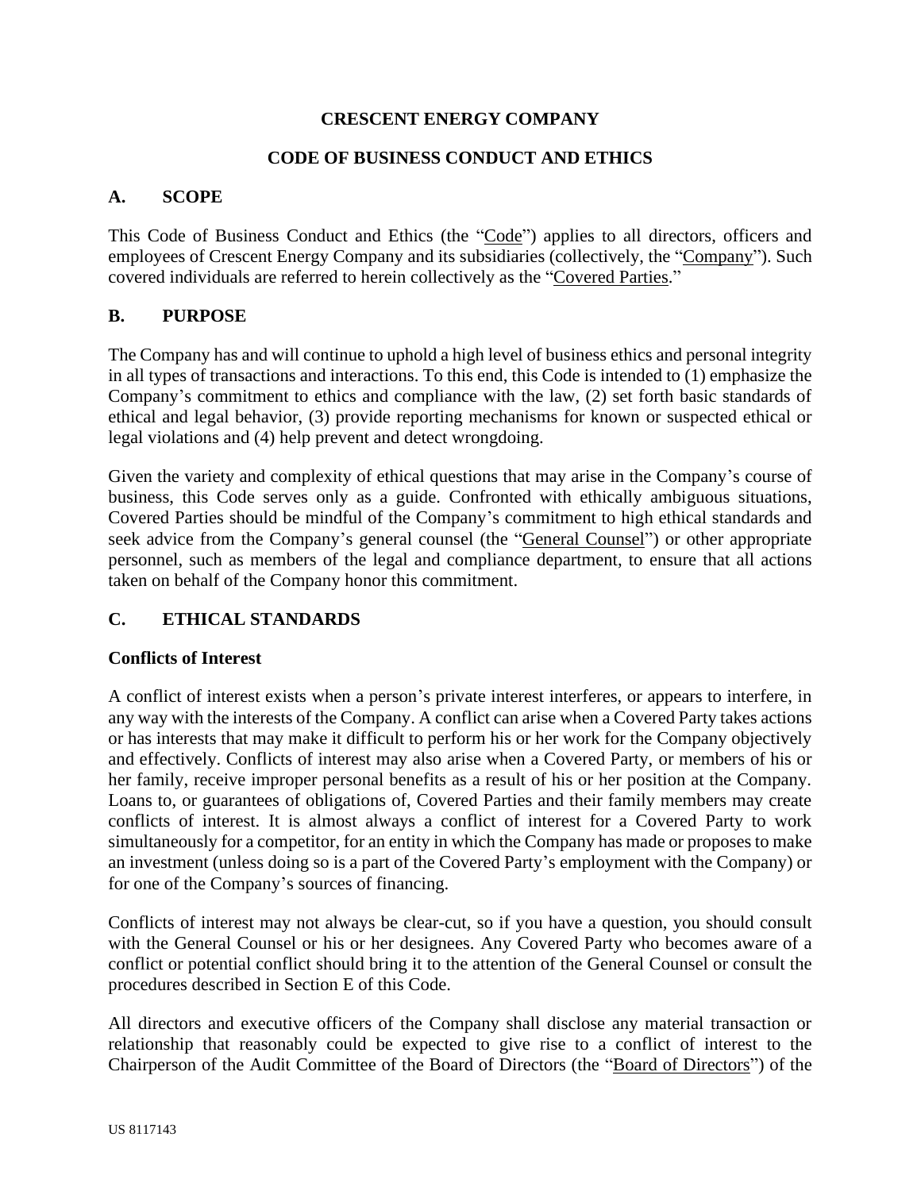# CRESCENT ENERGY COMPANY

## CODE OF BUSINESS CONDUCT AND ETHICS

### A. SCOPE

This Code of Business Conduct and Ethics (the "Code") applies to all directors, officers and employees of Crescent Energy Company and its subsidiaries (collectively, the "Company"). Such covered individuals are referred to herein collectively as the "Covered Parties."

### B. PURPOSE

The Company has and will continue to uphold a high level of business ethics and personal integrity in all types of transactions and interactions. To this end, this Code is intended to (1) emphasize the Company's commitment to ethics and compliance with the law, (2) set forth basic standards of ethical and legal behavior, (3) provide reporting mechanisms for known or suspected ethical or legal violations and (4) help prevent and detect wrongdoing.

Given the variety and complexity of ethical questions that may arise in the Company's course of business, this Code serves only as a guide. Confronted with ethically ambiguous situations, Covered Parties should be mindful of the Company's commitment to high ethical standards and seek advice from the Company's general counsel (the "General Counsel") or other appropriate personnel, such as members of the legal and compliance department, to ensure that all actions taken on behalf of the Company honor this commitment.

### C. ETHICAL STANDARDS

**Conflicts of Interest**

A conflict of interest exists when a person's private interest interferes, or appears to interfere, in any way with the interests of the Company. A conflict can arise when a Covered Party takes actions or has interests that may make it difficult to perform his or her work for the Company objectively and effectively. Conflicts of interest may also arise when a Covered Party, or members of his or her family, receive improper personal benefits as a result of his or her position at the Company. Loans to, or guarantees of obligations of, Covered Parties and their family members may create conflicts of interest. It is almost always a conflict of interest for a Covered Party to work simultaneously for a competitor, for an entity in which the Company has made or proposes to make an investment (unless doing so is a part of the Covered Party's employment with the Company) or for one of the Company's sources of financing.

Conflicts of interest may not always be clear-cut, so if you have a question, you should consult with the General Counsel or his or her designees. Any Covered Party who becomes aware of a conflict or potential conflict should bring it to the attention of the General Counsel or consult the procedures described in Section E of this Code.

All directors and executive officers of the Company shall disclose any material transaction or relationship that reasonably could be expected to give rise to a conflict of interest to the Chairperson of the Audit Committee of the Board of Directors (the "Board of Directors") of the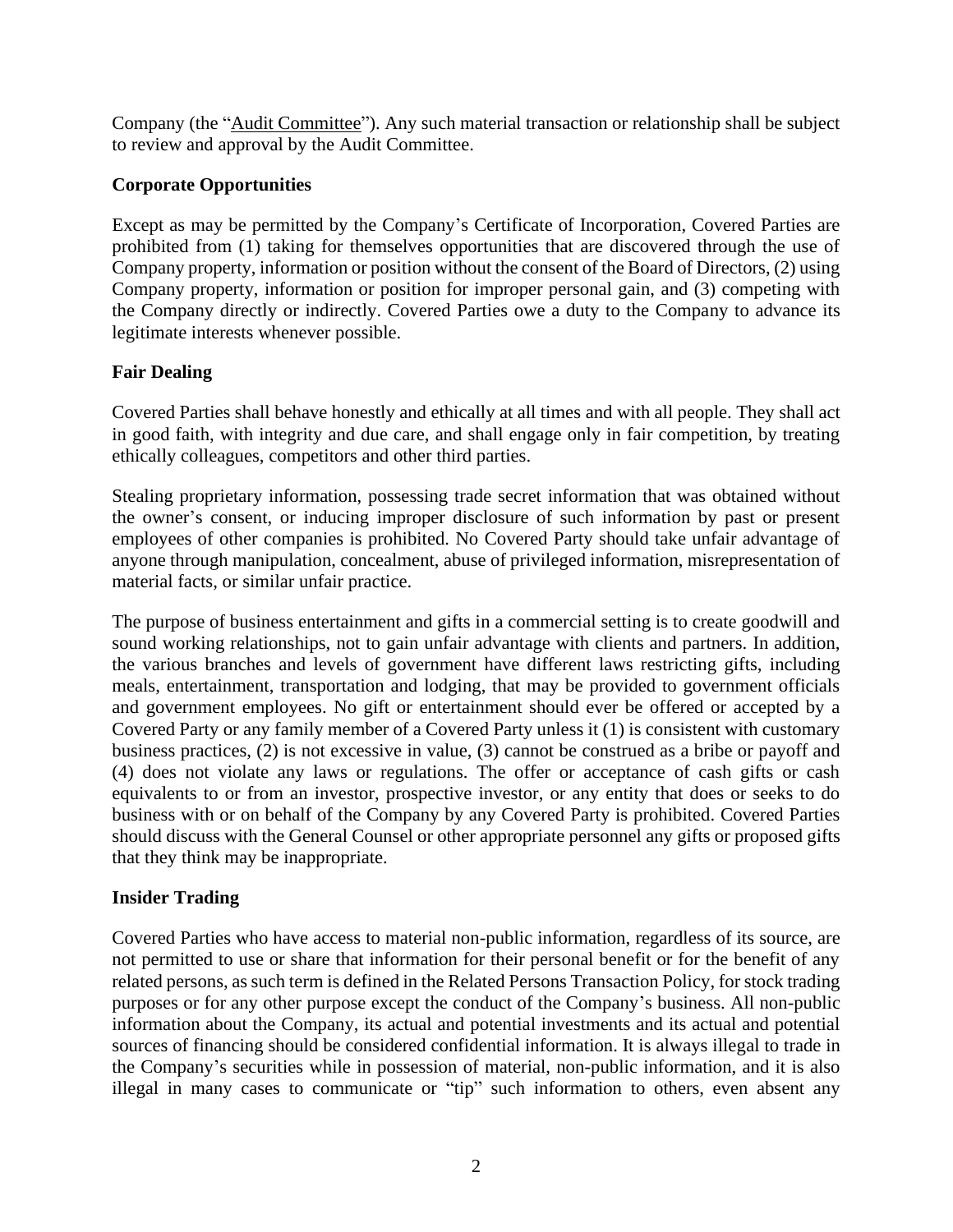Company (the "Audit Committee"). Any such material transaction or relationship shall be subject to review and approval by the Audit Committee.

**Corporate Opportunities**

Except as may be permitted by the Company's Certificate of Incorporation, Covered Parties are prohibited from (1) taking for themselves opportunities that are discovered through the use of Company property, information or position without the consent of the Board of Directors, (2) using Company property, information or position for improper personal gain, and (3) competing with the Company directly or indirectly. Covered Parties owe a duty to the Company to advance its legitimate interests whenever possible.

**Fair Dealing**

Covered Parties shall behave honestly and ethically at all times and with all people. They shall act in good faith, with integrity and due care, and shall engage only in fair competition, by treating ethically colleagues, competitors and other third parties.

Stealing proprietary information, possessing trade secret information that was obtained without the owner's consent, or inducing improper disclosure of such information by past or present employees of other companies is prohibited. No Covered Party should take unfair advantage of anyone through manipulation, concealment, abuse of privileged information, misrepresentation of material facts, or similar unfair practice.

The purpose of business entertainment and gifts in a commercial setting is to create goodwill and sound working relationships, not to gain unfair advantage with clients and partners. In addition, the various branches and levels of government have different laws restricting gifts, including meals, entertainment, transportation and lodging, that may be provided to government officials and government employees. No gift or entertainment should ever be offered or accepted by a Covered Party or any family member of a Covered Party unless it (1) is consistent with customary business practices, (2) is not excessive in value, (3) cannot be construed as a bribe or payoff and (4) does not violate any laws or regulations. The offer or acceptance of cash gifts or cash equivalents to or from an investor, prospective investor, or any entity that does or seeks to do business with or on behalf of the Company by any Covered Party is prohibited. Covered Parties should discuss with the General Counsel or other appropriate personnel any gifts or proposed gifts that they think may be inappropriate.

**Insider Trading**

Covered Parties who have access to material non-public information, regardless of its source, are not permitted to use or share that information for their personal benefit or for the benefit of any related persons, as such term is defined in the Related Persons Transaction Policy, for stock trading purposes or for any other purpose except the conduct of the Company's business. All non-public information about the Company, its actual and potential investments and its actual and potential sources of financing should be considered confidential information. It is always illegal to trade in the Company's securities while in possession of material, non-public information, and it is also illegal in many cases to communicate or "tip" such information to others, even absent any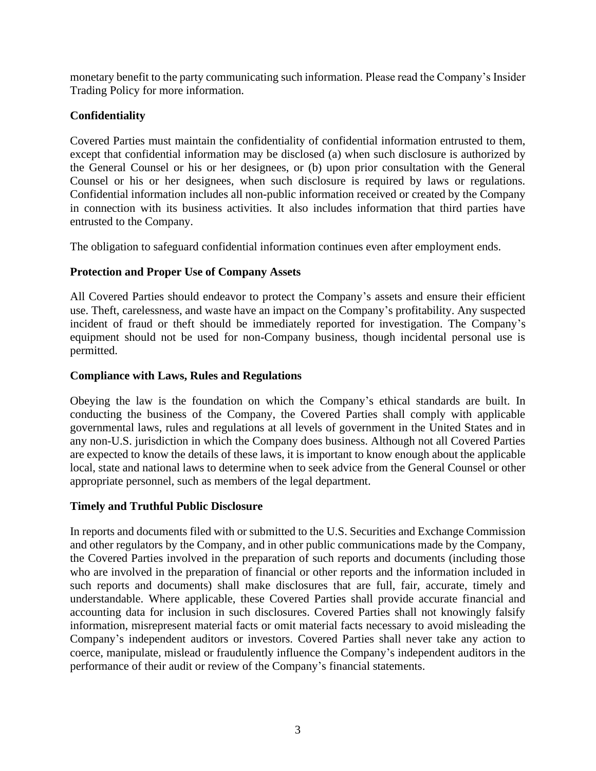monetary benefit to the party communicating such information. Please read the Company's Insider Trading Policy for more information.

**Confidentiality**

Covered Parties must maintain the confidentiality of confidential information entrusted to them, except that confidential information may be disclosed (a) when such disclosure is authorized by the General Counsel or his or her designees, or (b) upon prior consultation with the General Counsel or his or her designees, when such disclosure is required by laws or regulations. Confidential information includes all non-public information received or created by the Company in connection with its business activities. It also includes information that third parties have entrusted to the Company.

The obligation to safeguard confidential information continues even after employment ends.

**Protection and Proper Use of Company Assets**

All Covered Parties should endeavor to protect the Company's assets and ensure their efficient use. Theft, carelessness, and waste have an impact on the Company's profitability. Any suspected incident of fraud or theft should be immediately reported for investigation. The Company's equipment should not be used for non-Company business, though incidental personal use is permitted.

**Compliance with Laws, Rules and Regulations**

Obeying the law is the foundation on which the Company's ethical standards are built. In conducting the business of the Company, the Covered Parties shall comply with applicable governmental laws, rules and regulations at all levels of government in the United States and in any non-U.S. jurisdiction in which the Company does business. Although not all Covered Parties are expected to know the details of these laws, it is important to know enough about the applicable local, state and national laws to determine when to seek advice from the General Counsel or other appropriate personnel, such as members of the legal department.

**Timely and Truthful Public Disclosure**

In reports and documents filed with or submitted to the U.S. Securities and Exchange Commission and other regulators by the Company, and in other public communications made by the Company, the Covered Parties involved in the preparation of such reports and documents (including those who are involved in the preparation of financial or other reports and the information included in such reports and documents) shall make disclosures that are full, fair, accurate, timely and understandable. Where applicable, these Covered Parties shall provide accurate financial and accounting data for inclusion in such disclosures. Covered Parties shall not knowingly falsify information, misrepresent material facts or omit material facts necessary to avoid misleading the Company's independent auditors or investors. Covered Parties shall never take any action to coerce, manipulate, mislead or fraudulently influence the Company's independent auditors in the performance of their audit or review of the Company's financial statements.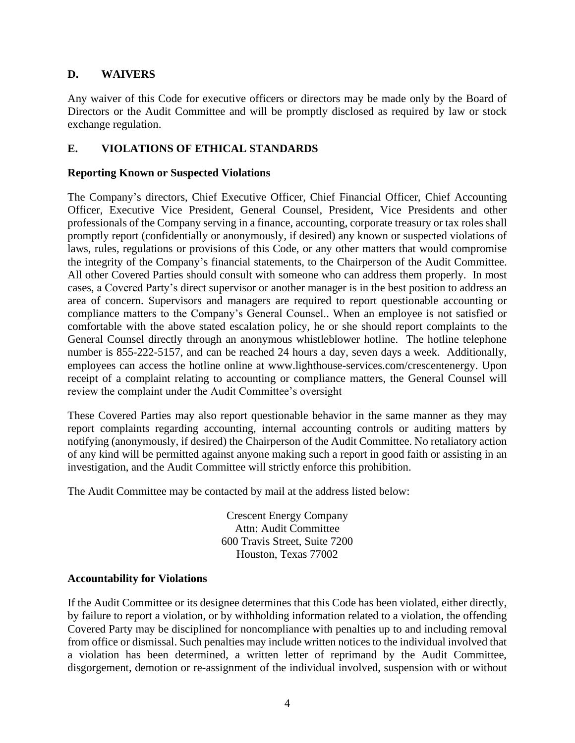## D. WAIVERS

Any waiver of this Code for executive officers or directors may be made only by the Board of Directors or the Audit Committee and will be promptly disclosed as required by law or stock exchange regulation.

## E. VIOLATIONS OF ETHICAL STANDARDS

### Reporting Known or Suspected Violations

The Company's directors, Chief Executive Officer, Chief Financial Officer, Chief Accounting Officer, Executive Vice President, General Counsel, President, Vice Presidents and other professionals of the Company serving in a finance, accounting, corporate treasury or tax roles shall promptly report (confidentially or anonymously, if desired) any known or suspected violations of laws, rules, regulations or provisions of this Code, or any other matters that would compromise the integrity of the Company's financial statements, to the Chairperson of the Audit Committee. All other Covered Parties should consult with someone who can address them properly. In most cases, a Covered Party's direct supervisor or another manager is in the best position to address an area of concern. Supervisors and managers are required to report questionable accounting or compliance matters to the Company's General Counsel.. When an employee is not satisfied or comfortable with the above stated escalation policy, he or she should report complaints to the General Counsel directly through an anonymous whistleblower hotline. The hotline telephone number is 855-222-5157, and can be reached 24 hours a day, seven days a week. Additionally, employees can access the hotline online at www.lighthouse-services.com/crescentenergy. Upon receipt of a complaint relating to accounting or compliance matters, the General Counsel will review the complaint under the Audit Committee's oversight

These Covered Parties may also report questionable behavior in the same manner as they may report complaints regarding accounting, internal accounting controls or auditing matters by notifying (anonymously, if desired) the Chairperson of the Audit Committee. No retaliatory action of any kind will be permitted against anyone making such a report in good faith or assisting in an investigation, and the Audit Committee will strictly enforce this prohibition.

The Audit Committee may be contacted by mail at the address listed below:

Crescent Energy Company
Attn: Audit Committee
600 Travis Street, Suite 7200
Houston, Texas 77002

### Accountability for Violations

If the Audit Committee or its designee determines that this Code has been violated, either directly, by failure to report a violation, or by withholding information related to a violation, the offending Covered Party may be disciplined for noncompliance with penalties up to and including removal from office or dismissal. Such penalties may include written notices to the individual involved that a violation has been determined, a written letter of reprimand by the Audit Committee, disgorgement, demotion or re-assignment of the individual involved, suspension with or without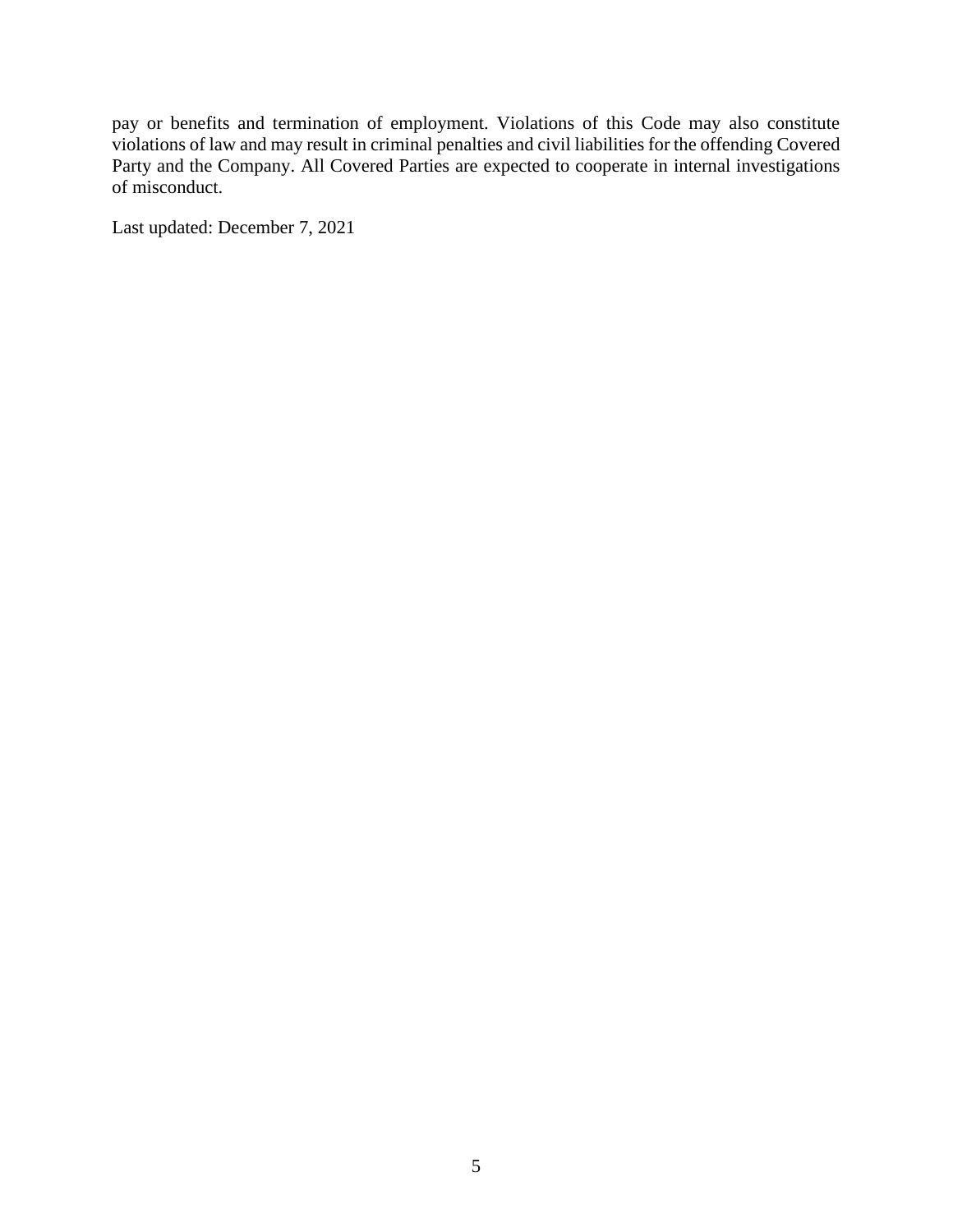pay or benefits and termination of employment. Violations of this Code may also constitute violations of law and may result in criminal penalties and civil liabilities for the offending Covered Party and the Company. All Covered Parties are expected to cooperate in internal investigations of misconduct.

Last updated: December 7, 2021